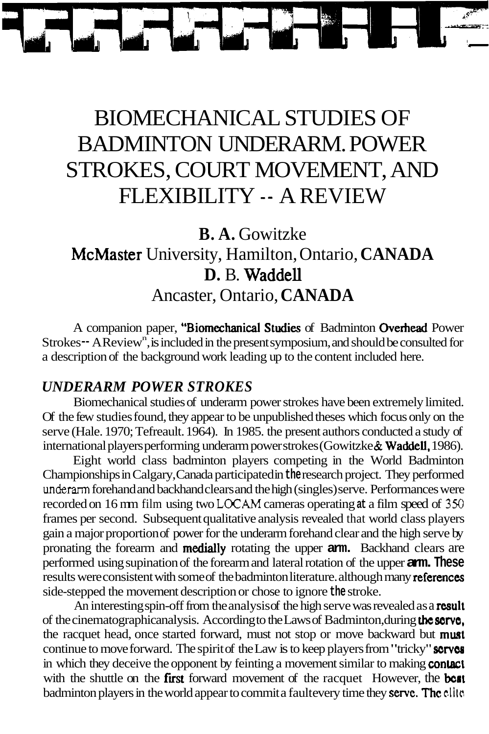# BIOMECHANICAL STUDIES OF BADMINTON UNDERARM. POWER STROKES, COURT MOVEMENT, AND FLEXIBILITY -- A REVIEW

**B. A.** Gowitzke
McMaster University, Hamilton, Ontario, **CANADA**
**D.** B. Waddell
Ancaster, Ontario, **CANADA**

A companion paper, "Biomechanical Studies of Badminton Overhead Power Strokes -- A Review", is included in the present symposium, and should be consulted for a description of the background work leading up to the content included here.

### *UNDERARM POWER STROKES*

Biomechanical studies of underarm power strokes have been extremely limited. Of the few studies found, they appear to be unpublished theses which focus only on the serve (Hale. 1970; Tefreault. 1964). In 1985. the present authors conducted a study of international players performing underarm power strokes (Gowitzke & Waddell, 1986).

Eight world class badminton players competing in the World Badminton Championships in Calgary, Canada participated in the research project. They performed underarm forehand and backhand clears and the high (singles) serve. Performances were recorded on 16 mm film using two LOCAM cameras operating at a film speed of 350 frames per second. Subsequent qualitative analysis revealed that world class players gain a major proportion of power for the underarm forehand clear and the high serve by pronating the forearm and medially rotating the upper arm. Backhand clears are performed using supination of the forearm and lateral rotation of the upper arm. These results were consistent with some of the badminton literature. although many references side-stepped the movement description or chose to ignore the stroke.

An interesting spin-off from the analysis of the high serve was revealed as a result of the cinematographic analysis. According to the Laws of Badminton, during the serve, the racquet head, once started forward, must not stop or move backward but must continue to move forward. The spirit of the Law is to keep players from "tricky" serves in which they deceive the opponent by feinting a movement similar to making contact with the shuttle on the first forward movement of the racquet However, the best badminton players in the world appear to commit a fault every time they serve. The elite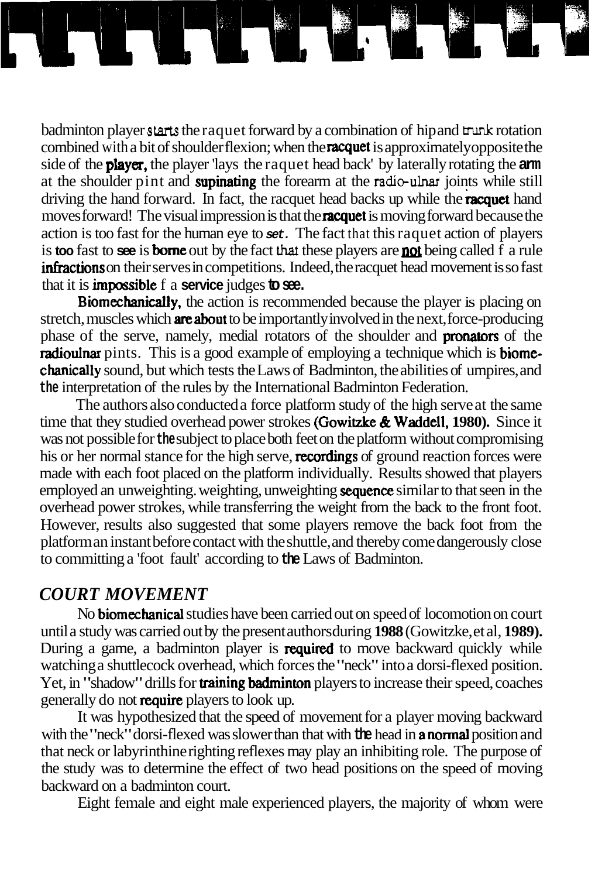badminton player starts the raquet forward by a combination of hip and trunk rotation combined with a bit of shoulder flexion; when the racquet is approximately opposite the side of the player, the player 'lays the raquet head back' by laterally rotating the arm at the shoulder pint and supinating the forearm at the radio-ulnar joints while still driving the hand forward. In fact, the racquet head backs up while the racquet hand moves forward! The visual impression is that the racquet is moving forward because the action is too fast for the human eye to *set*. The fact that this raquet action of players is too fast to see is borne out by the fact that these players are not being called f a rule infractions on their serves in competitions. Indeed, the racquet head movement is so fast that it is impossible f a service judges to see.

Biomechanically, the action is recommended because the player is placing on stretch, muscles which are about to be importantly involved in the next, force-producing phase of the serve, namely, medial rotators of the shoulder and pronators of the radioulnar pints. This is a good example of employing a technique which is biomechanically sound, but which tests the Laws of Badminton, the abilities of umpires, and the interpretation of the rules by the International Badminton Federation.

The authors also conducted a force platform study of the high serve at the same time that they studied overhead power strokes (Gowitzke & Waddell, 1980). Since it was not possible for the subject to place both feet on the platform without compromising his or her normal stance for the high serve, recordings of ground reaction forces were made with each foot placed on the platform individually. Results showed that players employed an unweighting. weighting, unweighting sequence similar to that seen in the overhead power strokes, while transferring the weight from the back to the front foot. However, results also suggested that some players remove the back foot from the platform an instant before contact with the shuttle, and thereby come dangerously close to committing a 'foot fault' according to the Laws of Badminton.

## *COURT MOVEMENT*

No biomechanical studies have been carried out on speed of locomotion on court until a study was carried out by the present authors during **1988** (Gowitzke, et al, **1989).** During a game, a badminton player is required to move backward quickly while watching a shuttlecock overhead, which forces the "neck" into a dorsi-flexed position. Yet, in "shadow" drills for training badminton players to increase their speed, coaches generally do not require players to look up.

It was hypothesized that the speed of movement for a player moving backward with the "neck" dorsi-flexed was slower than that with the head in a normal position and that neck or labyrinthine righting reflexes may play an inhibiting role. The purpose of the study was to determine the effect of two head positions on the speed of moving backward on a badminton court.

Eight female and eight male experienced players, the majority of whom were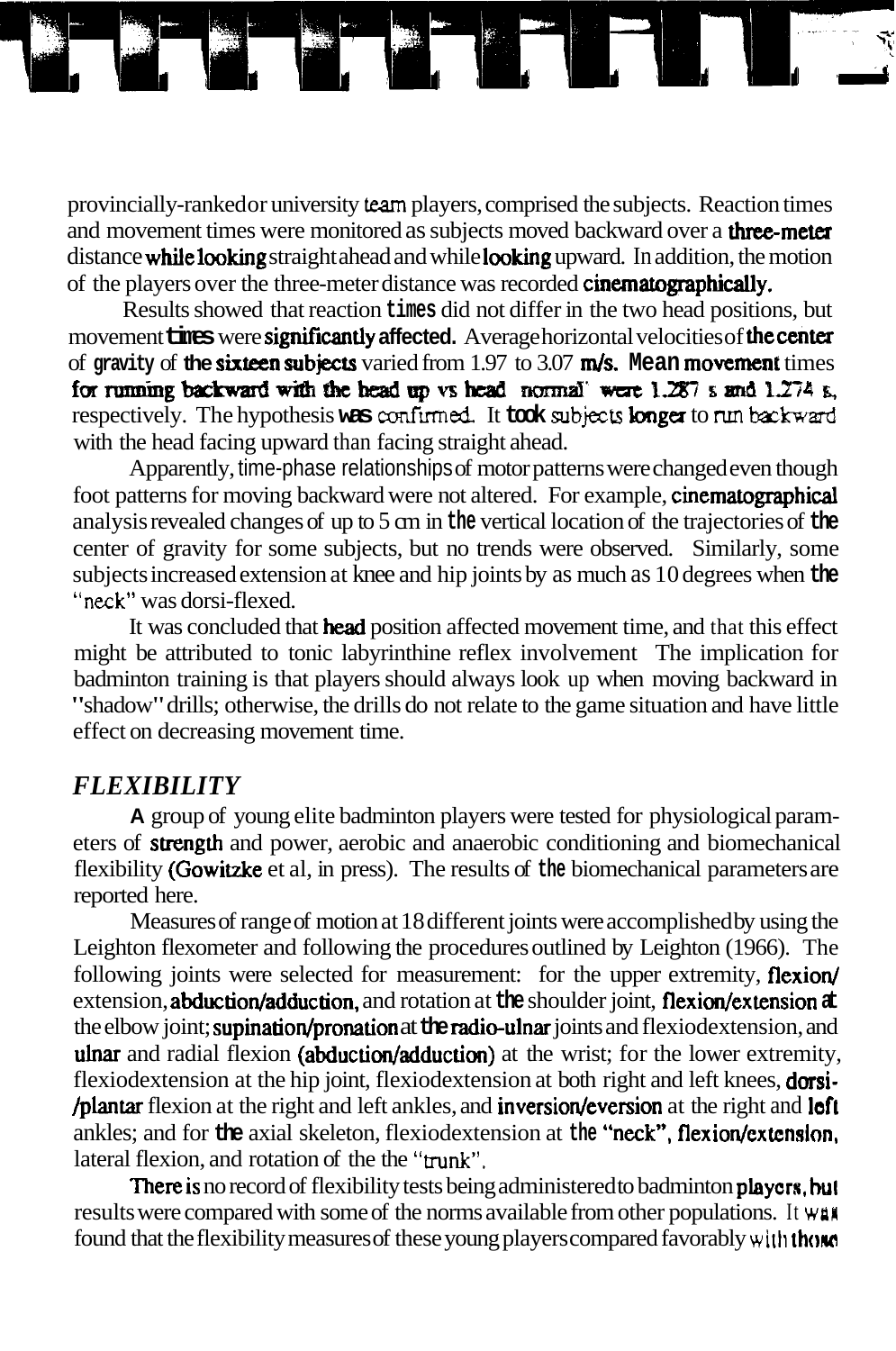provincially-ranked or university team players, comprised the subjects. Reaction times and movement times were monitored as subjects moved backward over a three-meter distance while looking straight ahead and while looking upward. In addition, the motion of the players over the three-meter distance was recorded cinematographically.

Results showed that reaction times did not differ in the two head positions, but movement times were significantly affected. Average horizontal velocities of the center of gravity of the sixteen subjects varied from 1.97 to 3.07 m/s. Mean movement times for running backward with the head up vs head normal were 1.287 s and 1.274 s, respectively. The hypothesis was confirmed. It took subjects longer to run backward with the head facing upward than facing straight ahead.

Apparently, time-phase relationships of motor patterns were changed even though foot patterns for moving backward were not altered. For example, cinematographical analysis revealed changes of up to 5 cm in the vertical location of the trajectories of the center of gravity for some subjects, but no trends were observed. Similarly, some subjects increased extension at knee and hip joints by as much as 10 degrees when the "neck" was dorsi-flexed.

It was concluded that head position affected movement time, and that this effect might be attributed to tonic labyrinthine reflex involvement The implication for badminton training is that players should always look up when moving backward in "shadow" drills; otherwise, the drills do not relate to the game situation and have little effect on decreasing movement time.

## *FLEXIBILITY*

A group of young elite badminton players were tested for physiological parameters of strength and power, aerobic and anaerobic conditioning and biomechanical flexibility (Gowitzke et al, in press). The results of the biomechanical parameters are reported here.

Measures of range of motion at 18 different joints were accomplished by using the Leighton flexometer and following the procedures outlined by Leighton (1966). The following joints were selected for measurement: for the upper extremity, flexion/extension, abduction/adduction, and rotation at the shoulder joint, flexion/extension at the elbow joint; supination/pronation at the radio-ulnar joints and flexiodextension, and ulnar and radial flexion (abduction/adduction) at the wrist; for the lower extremity, flexiodextension at the hip joint, flexiodextension at both right and left knees, dorsi-/plantar flexion at the right and left ankles, and inversion/eversion at the right and left ankles; and for the axial skeleton, flexiodextension at the "neck", flexion/extension, lateral flexion, and rotation of the the "trunk".

There is no record of flexibility tests being administered to badminton players, but results were compared with some of the norms available from other populations. It was found that the flexibility measures of these young players compared favorably with those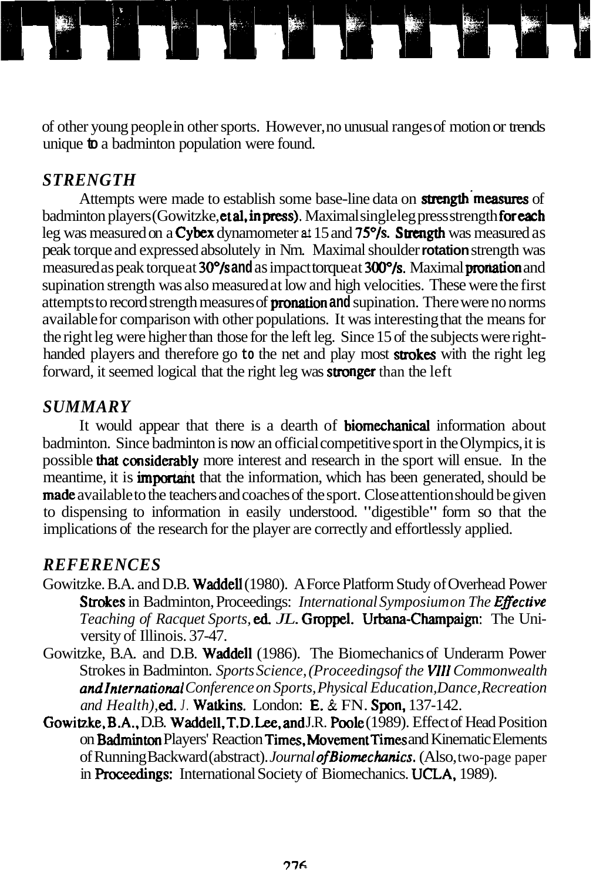of other young people in other sports. However, no unusual ranges of motion or trends unique to a badminton population were found.

## *STRENGTH*

Attempts were made to establish some base-line data on strength measures of badminton players (Gowitzke, et al, in press). Maximal single leg press strength for each leg was measured on a Cybex dynamometer at 15 and 75°/s. Strength was measured as peak torque and expressed absolutely in Nm. Maximal shoulder rotation strength was measured as peak torque at 30°/s and as impact torque at 300°/s. Maximal pronation and supination strength was also measured at low and high velocities. These were the first attempts to record strength measures of pronation and supination. There were no norms available for comparison with other populations. It was interesting that the means for the right leg were higher than those for the left leg. Since 15 of the subjects were right-handed players and therefore go to the net and play most strokes with the right leg forward, it seemed logical that the right leg was stronger than the left

## *SUMMARY*

It would appear that there is a dearth of biomechanical information about badminton. Since badminton is now an official competitive sport in the Olympics, it is possible that considerably more interest and research in the sport will ensue. In the meantime, it is important that the information, which has been generated, should be made available to the teachers and coaches of the sport. Close attention should be given to dispensing to information in easily understood. "digestible" form so that the implications of the research for the player are correctly and effortlessly applied.

## *REFERENCES*

Gowitzke. B.A. and D.B. Waddell (1980). A Force Platform Study of Overhead Power Strokes in Badminton, Proceedings: *International Symposium on The Effective Teaching of Racquet Sports,* ed. *JL.* Groppel. Urbana-Champaign: The University of Illinois. 37-47.

Gowitzke, B.A. and D.B. Waddell (1986). The Biomechanics of Underarm Power Strokes in Badminton. *Sports Science, (Proceedings of the VIII Commonwealth and International Conference on Sports, Physical Education, Dance, Recreation and Health),* ed. J. Watkins. London: E. & FN. Spon, 137-142.

Gowitzke, B.A., D.B. Waddell, T.D. Lee, and J.R. Poole (1989). Effect of Head Position on Badminton Players' Reaction Times, Movement Times and Kinematic Elements of Running Backward (abstract). *Journal of Biomechanics.* (Also, two-page paper in Proceedings: International Society of Biomechanics. UCLA, 1989).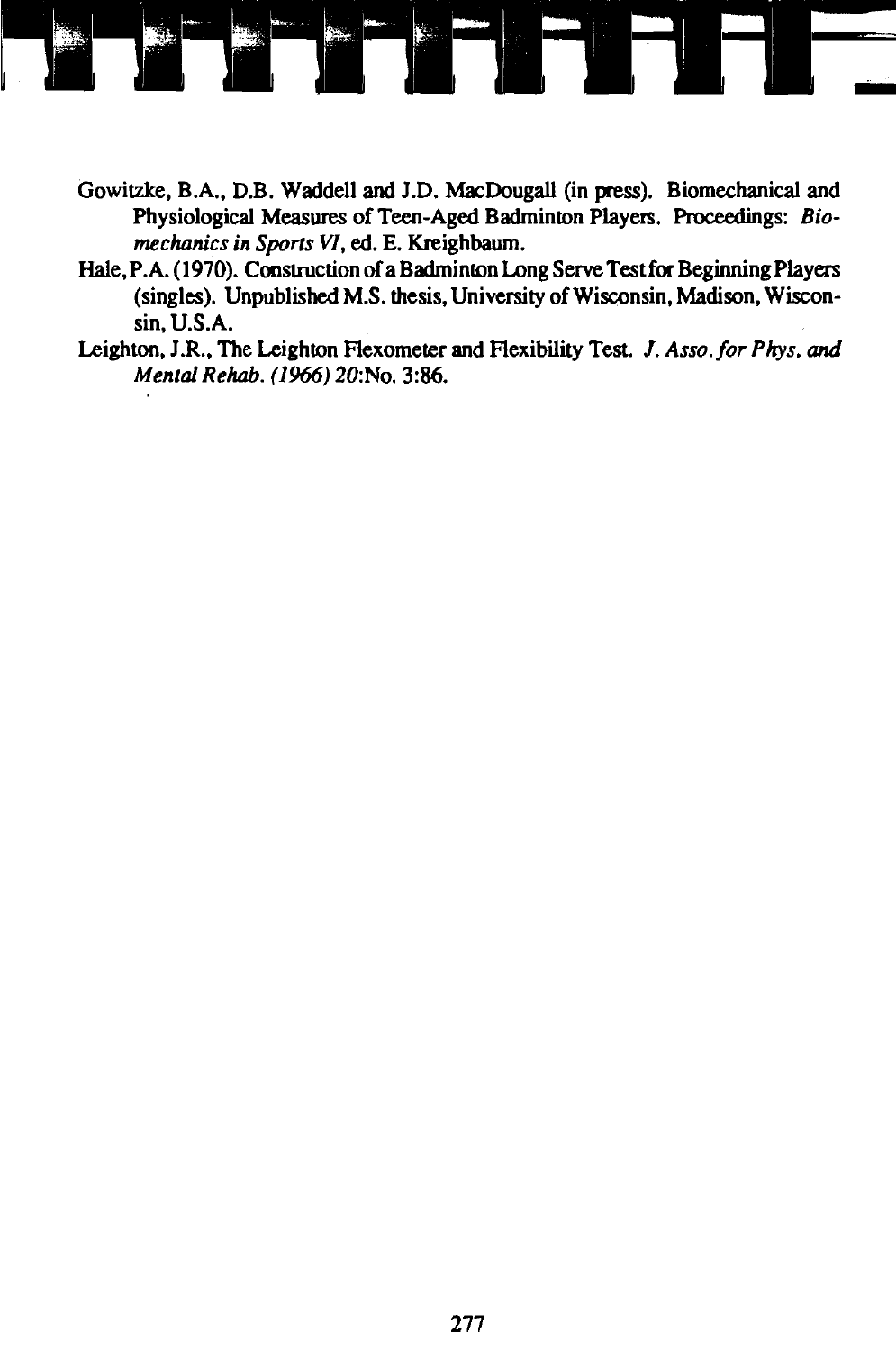Gowitzke, B.A., D.B. Waddell and J.D. MacDougall (in press). Biomechanical and Physiological Measures of Teen-Aged Badminton Players. Proceedings: *Biomechanics in Sports VI*, ed. E. Kreighbaum.

Hale, P.A. (1970). Construction of a Badminton Long Serve Test for Beginning Players (singles). Unpublished M.S. thesis, University of Wisconsin, Madison, Wisconsin, U.S.A.

Leighton, J.R., The Leighton Flexometer and Flexibility Test. *J. Asso. for Phys. and Mental Rehab. (1966) 20*:No. 3:86.